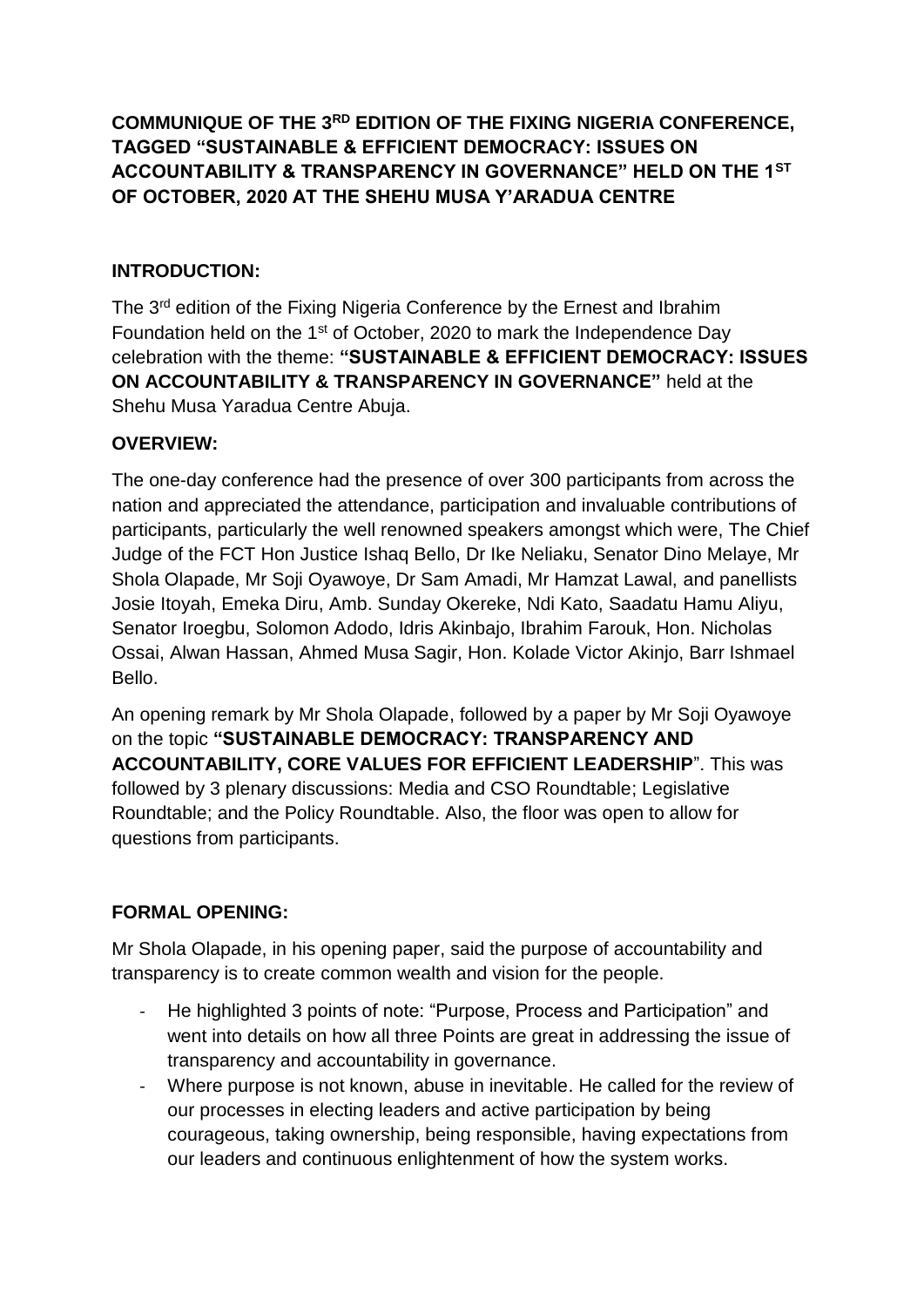# COMMUNIQUE OF THE 3RD EDITION OF THE FIXING NIGERIA CONFERENCE, TAGGED "SUSTAINABLE & EFFICIENT DEMOCRACY: ISSUES ON ACCOUNTABILITY & TRANSPARENCY IN GOVERNANCE" HELD ON THE 1ST OF OCTOBER, 2020 AT THE SHEHU MUSA Y'ARADUA CENTRE

## INTRODUCTION:

The 3rd edition of the Fixing Nigeria Conference by the Ernest and Ibrahim Foundation held on the 1st of October, 2020 to mark the Independence Day celebration with the theme: **"SUSTAINABLE & EFFICIENT DEMOCRACY: ISSUES ON ACCOUNTABILITY & TRANSPARENCY IN GOVERNANCE"** held at the Shehu Musa Yaradua Centre Abuja.

## OVERVIEW:

The one-day conference had the presence of over 300 participants from across the nation and appreciated the attendance, participation and invaluable contributions of participants, particularly the well renowned speakers amongst which were, The Chief Judge of the FCT Hon Justice Ishaq Bello, Dr Ike Neliaku, Senator Dino Melaye, Mr Shola Olapade, Mr Soji Oyawoye, Dr Sam Amadi, Mr Hamzat Lawal, and panellists Josie Itoyah, Emeka Diru, Amb. Sunday Okereke, Ndi Kato, Saadatu Hamu Aliyu, Senator Iroegbu, Solomon Adodo, Idris Akinbajo, Ibrahim Farouk, Hon. Nicholas Ossai, Alwan Hassan, Ahmed Musa Sagir, Hon. Kolade Victor Akinjo, Barr Ishmael Bello.

An opening remark by Mr Shola Olapade, followed by a paper by Mr Soji Oyawoye on the topic **"SUSTAINABLE DEMOCRACY: TRANSPARENCY AND ACCOUNTABILITY, CORE VALUES FOR EFFICIENT LEADERSHIP"**. This was followed by 3 plenary discussions: Media and CSO Roundtable; Legislative Roundtable; and the Policy Roundtable. Also, the floor was open to allow for questions from participants.

## FORMAL OPENING:

Mr Shola Olapade, in his opening paper, said the purpose of accountability and transparency is to create common wealth and vision for the people.

- He highlighted 3 points of note: "Purpose, Process and Participation" and went into details on how all three Points are great in addressing the issue of transparency and accountability in governance.
- Where purpose is not known, abuse in inevitable. He called for the review of our processes in electing leaders and active participation by being courageous, taking ownership, being responsible, having expectations from our leaders and continuous enlightenment of how the system works.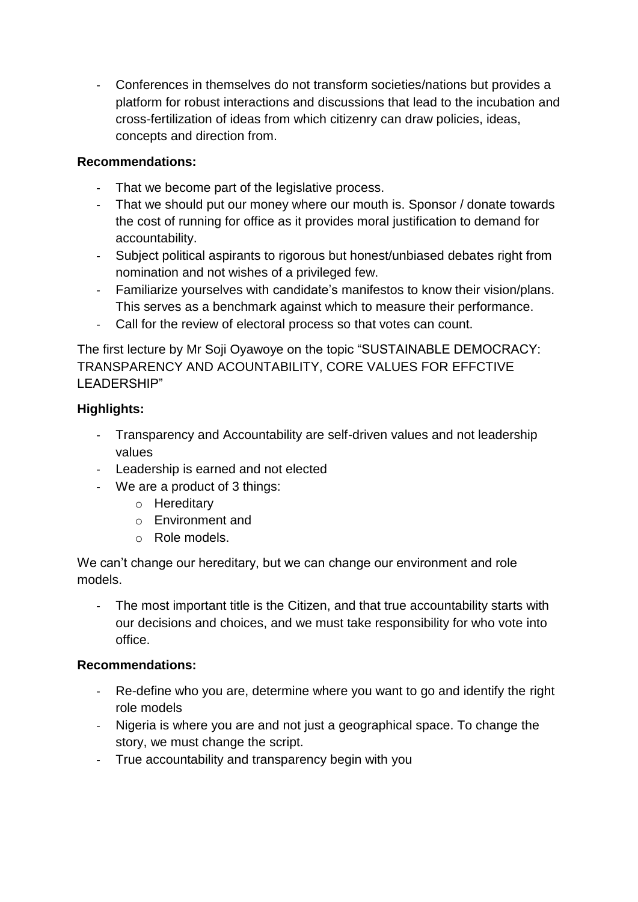- Conferences in themselves do not transform societies/nations but provides a platform for robust interactions and discussions that lead to the incubation and cross-fertilization of ideas from which citizenry can draw policies, ideas, concepts and direction from.

**Recommendations:**

- That we become part of the legislative process.
- That we should put our money where our mouth is. Sponsor / donate towards the cost of running for office as it provides moral justification to demand for accountability.
- Subject political aspirants to rigorous but honest/unbiased debates right from nomination and not wishes of a privileged few.
- Familiarize yourselves with candidate's manifestos to know their vision/plans. This serves as a benchmark against which to measure their performance.
- Call for the review of electoral process so that votes can count.

The first lecture by Mr Soji Oyawoye on the topic "SUSTAINABLE DEMOCRACY: TRANSPARENCY AND ACOUNTABILITY, CORE VALUES FOR EFFCTIVE LEADERSHIP"

**Highlights:**

- Transparency and Accountability are self-driven values and not leadership values
- Leadership is earned and not elected
- We are a product of 3 things:
  - Hereditary
  - Environment and
  - Role models.

We can't change our hereditary, but we can change our environment and role models.

- The most important title is the Citizen, and that true accountability starts with our decisions and choices, and we must take responsibility for who vote into office.

**Recommendations:**

- Re-define who you are, determine where you want to go and identify the right role models
- Nigeria is where you are and not just a geographical space. To change the story, we must change the script.
- True accountability and transparency begin with you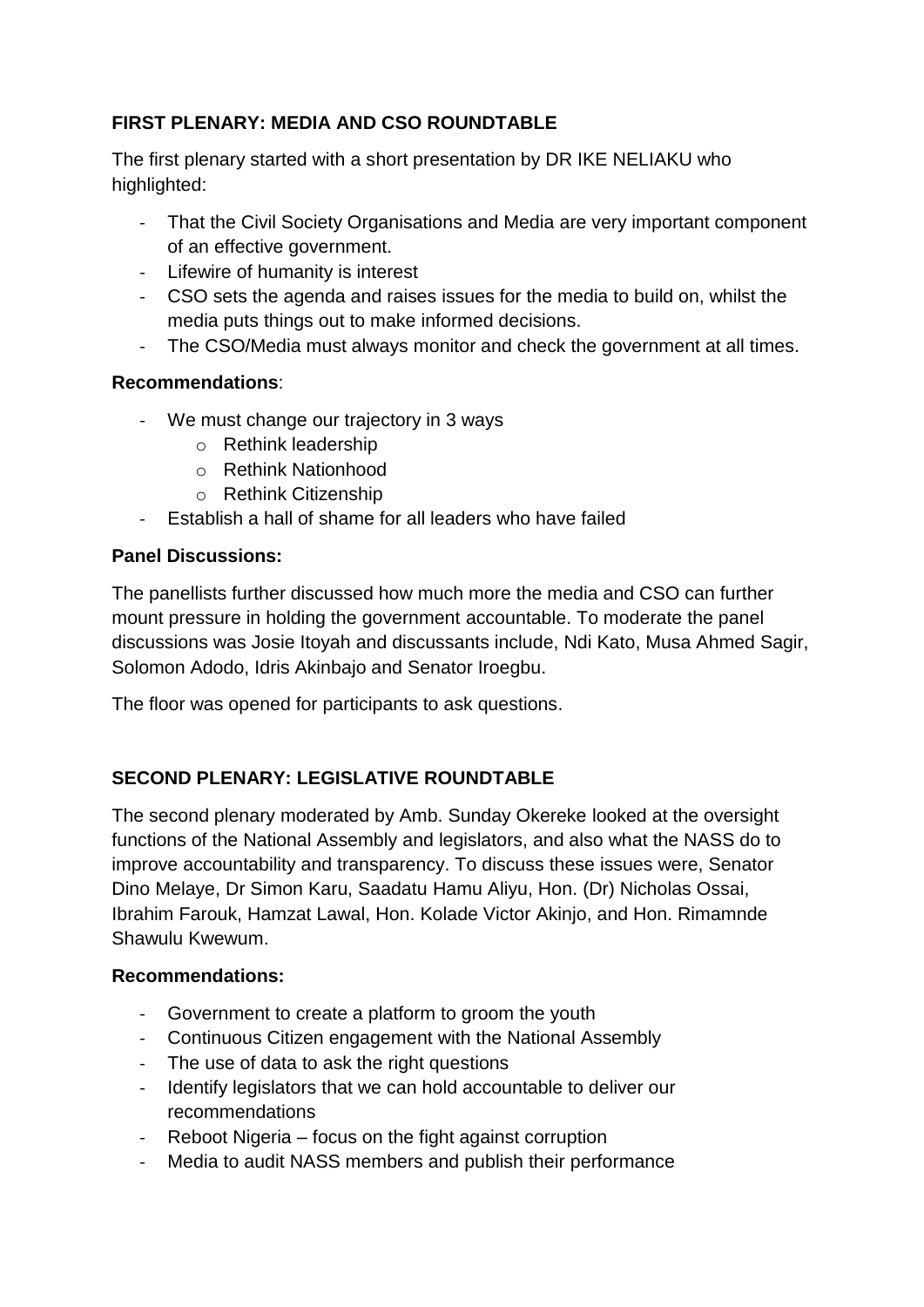**FIRST PLENARY: MEDIA AND CSO ROUNDTABLE**

The first plenary started with a short presentation by DR IKE NELIAKU who highlighted:

- That the Civil Society Organisations and Media are very important component of an effective government.
- Lifewire of humanity is interest
- CSO sets the agenda and raises issues for the media to build on, whilst the media puts things out to make informed decisions.
- The CSO/Media must always monitor and check the government at all times.

**Recommendations**:

- We must change our trajectory in 3 ways
  - Rethink leadership
  - Rethink Nationhood
  - Rethink Citizenship
- Establish a hall of shame for all leaders who have failed

**Panel Discussions:**

The panellists further discussed how much more the media and CSO can further mount pressure in holding the government accountable. To moderate the panel discussions was Josie Itoyah and discussants include, Ndi Kato, Musa Ahmed Sagir, Solomon Adodo, Idris Akinbajo and Senator Iroegbu.

The floor was opened for participants to ask questions.

**SECOND PLENARY: LEGISLATIVE ROUNDTABLE**

The second plenary moderated by Amb. Sunday Okereke looked at the oversight functions of the National Assembly and legislators, and also what the NASS do to improve accountability and transparency. To discuss these issues were, Senator Dino Melaye, Dr Simon Karu, Saadatu Hamu Aliyu, Hon. (Dr) Nicholas Ossai, Ibrahim Farouk, Hamzat Lawal, Hon. Kolade Victor Akinjo, and Hon. Rimamnde Shawulu Kwewum.

**Recommendations:**

- Government to create a platform to groom the youth
- Continuous Citizen engagement with the National Assembly
- The use of data to ask the right questions
- Identify legislators that we can hold accountable to deliver our recommendations
- Reboot Nigeria – focus on the fight against corruption
- Media to audit NASS members and publish their performance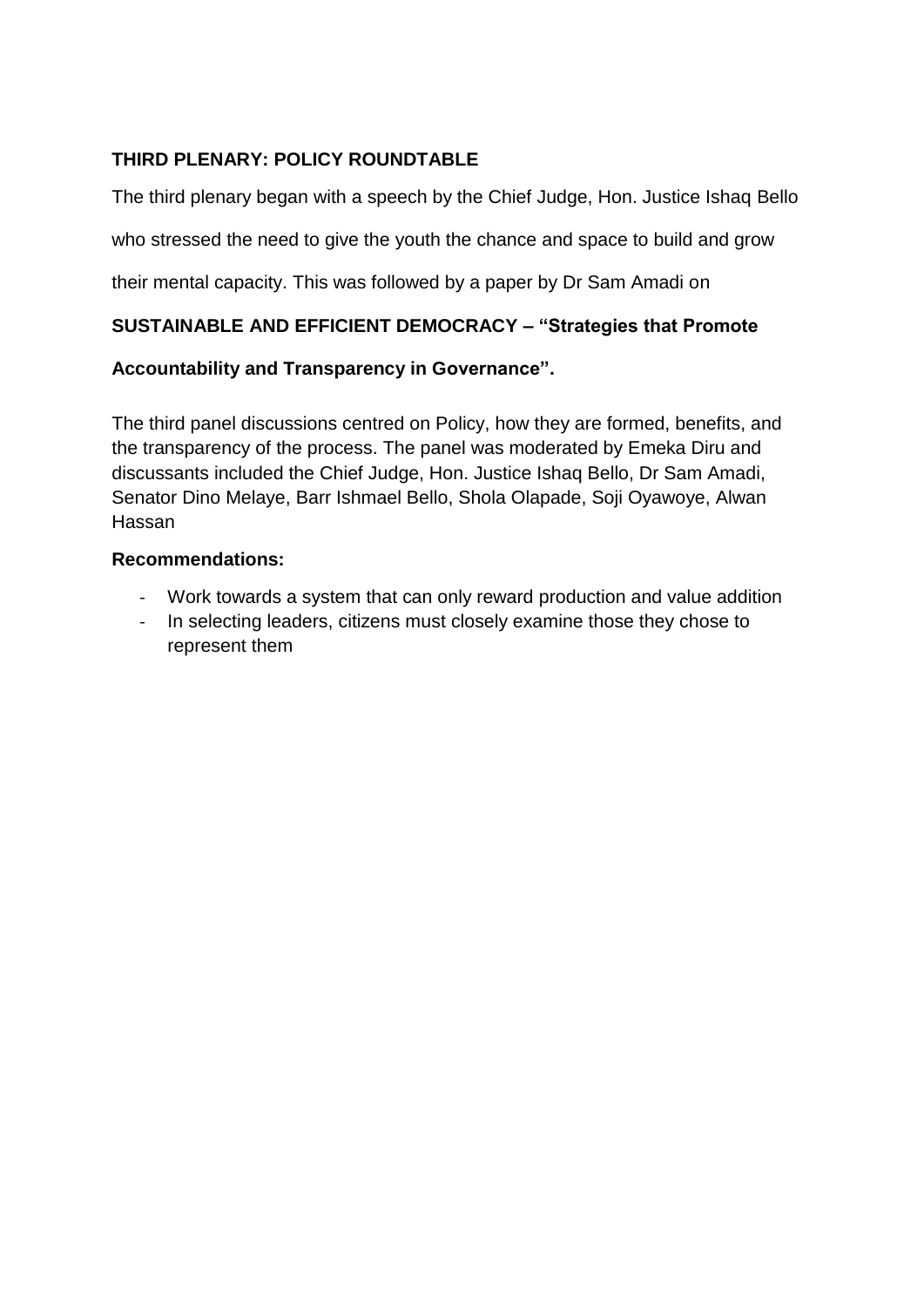**THIRD PLENARY: POLICY ROUNDTABLE**

The third plenary began with a speech by the Chief Judge, Hon. Justice Ishaq Bello who stressed the need to give the youth the chance and space to build and grow their mental capacity. This was followed by a paper by Dr Sam Amadi on

**SUSTAINABLE AND EFFICIENT DEMOCRACY – "Strategies that Promote Accountability and Transparency in Governance".**

The third panel discussions centred on Policy, how they are formed, benefits, and the transparency of the process. The panel was moderated by Emeka Diru and discussants included the Chief Judge, Hon. Justice Ishaq Bello, Dr Sam Amadi, Senator Dino Melaye, Barr Ishmael Bello, Shola Olapade, Soji Oyawoye, Alwan Hassan

**Recommendations:**

- Work towards a system that can only reward production and value addition
- In selecting leaders, citizens must closely examine those they chose to represent them